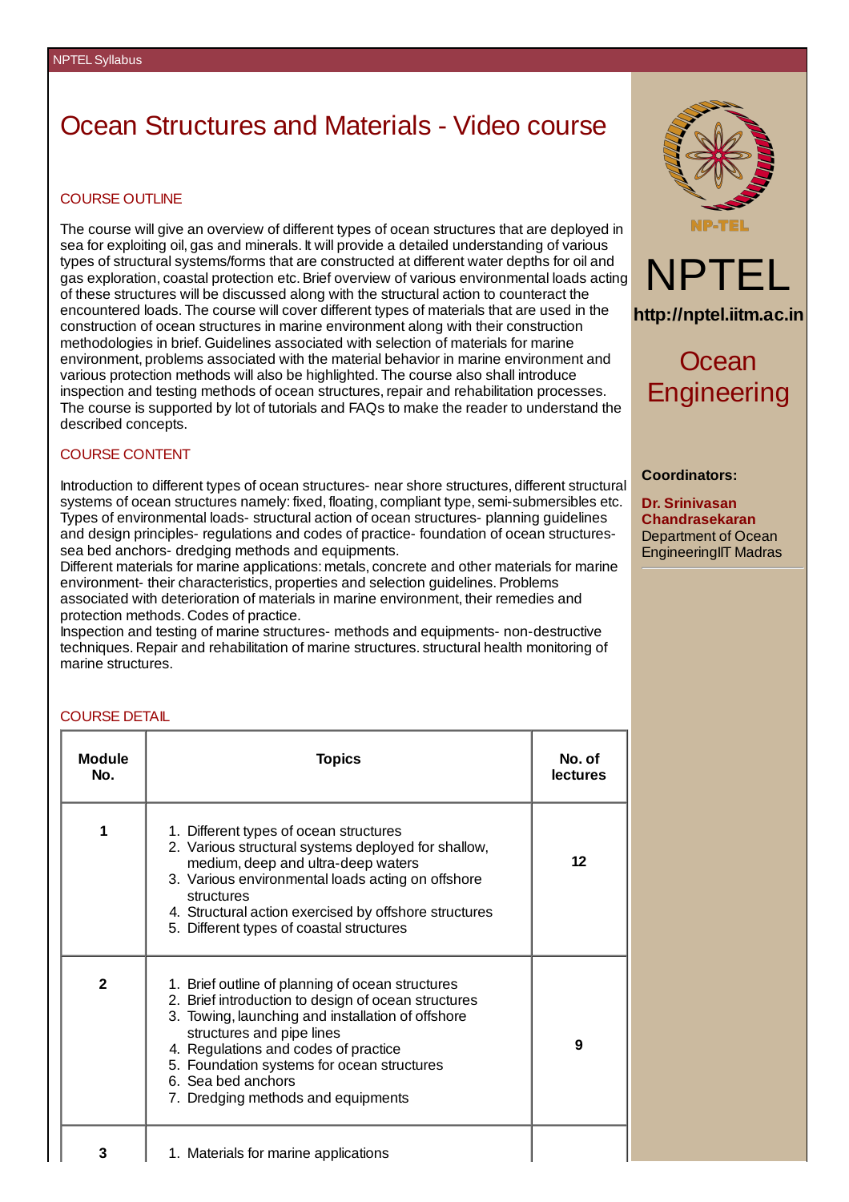# Ocean Structures and Materials - Video course

## COURSE OUTLINE

The course will give an overview of different types of ocean structures that are deployed in sea for exploiting oil, gas and minerals. It will provide a detailed understanding of various types of structural systems/forms that are constructed at different water depths for oil and gas exploration, coastal protection etc. Brief overview of various environmental loads acting of these structures will be discussed along with the structural action to counteract the encountered loads. The course will cover different types of materials that are used in the construction of ocean structures in marine environment along with their construction methodologies in brief. Guidelines associated with selection of materials for marine environment, problems associated with the material behavior in marine environment and various protection methods will also be highlighted. The course also shall introduce inspection and testing methods of ocean structures, repair and rehabilitation processes. The course is supported by lot of tutorials and FAQs to make the reader to understand the described concepts.

## COURSE CONTENT

Introduction to different types of ocean structures- near shore structures, different structural systems of ocean structures namely: fixed, floating, compliant type, semi-submersibles etc. Types of environmental loads- structural action of ocean structures- planning guidelines and design principles- regulations and codes of practice- foundation of ocean structures- sea bed anchors- dredging methods and equipments.
Different materials for marine applications: metals, concrete and other materials for marine environment- their characteristics, properties and selection guidelines. Problems associated with deterioration of materials in marine environment, their remedies and protection methods. Codes of practice.
Inspection and testing of marine structures- methods and equipments- non-destructive techniques. Repair and rehabilitation of marine structures. structural health monitoring of marine structures.

NPTEL

http://nptel.iitm.ac.in

Ocean Engineering

**Coordinators:**

**Dr. Srinivasan Chandrasekaran**
Department of Ocean EngineeringIIT Madras

## COURSE DETAIL

| Module No. | Topics | No. of lectures |
|---|---|---|
| 1 | 1. Different types of ocean structures<br>2. Various structural systems deployed for shallow, medium, deep and ultra-deep waters<br>3. Various environmental loads acting on offshore structures<br>4. Structural action exercised by offshore structures<br>5. Different types of coastal structures | 12 |
| 2 | 1. Brief outline of planning of ocean structures<br>2. Brief introduction to design of ocean structures<br>3. Towing, launching and installation of offshore structures and pipe lines<br>4. Regulations and codes of practice<br>5. Foundation systems for ocean structures<br>6. Sea bed anchors<br>7. Dredging methods and equipments | 9 |
| 3 | 1. Materials for marine applications | |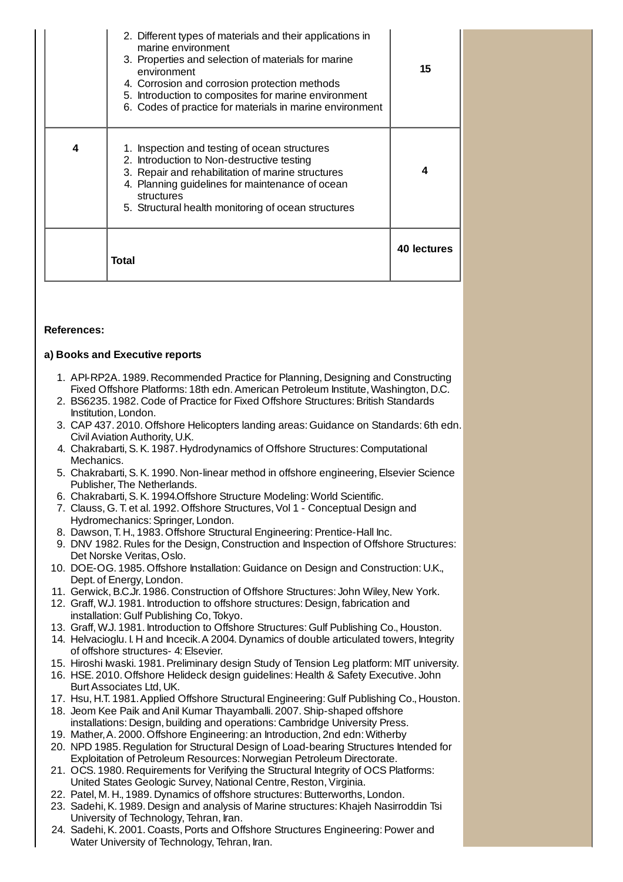| | | |
|---|---|---|
| | 2. Different types of materials and their applications in marine environment<br>3. Properties and selection of materials for marine environment<br>4. Corrosion and corrosion protection methods<br>5. Introduction to composites for marine environment<br>6. Codes of practice for materials in marine environment | **15** |
| **4** | 1. Inspection and testing of ocean structures<br>2. Introduction to Non-destructive testing<br>3. Repair and rehabilitation of marine structures<br>4. Planning guidelines for maintenance of ocean structures<br>5. Structural health monitoring of ocean structures | **4** |
| | **Total** | **40 lectures** |

**References:**

**a) Books and Executive reports**

1. API-RP2A. 1989. Recommended Practice for Planning, Designing and Constructing Fixed Offshore Platforms: 18th edn. American Petroleum Institute, Washington, D.C.
2. BS6235. 1982. Code of Practice for Fixed Offshore Structures: British Standards Institution, London.
3. CAP 437. 2010. Offshore Helicopters landing areas: Guidance on Standards: 6th edn. Civil Aviation Authority, U.K.
4. Chakrabarti, S. K. 1987. Hydrodynamics of Offshore Structures: Computational Mechanics.
5. Chakrabarti, S. K. 1990. Non-linear method in offshore engineering, Elsevier Science Publisher, The Netherlands.
6. Chakrabarti, S. K. 1994.Offshore Structure Modeling: World Scientific.
7. Clauss, G. T. et al. 1992. Offshore Structures, Vol 1 - Conceptual Design and Hydromechanics: Springer, London.
8. Dawson, T. H., 1983. Offshore Structural Engineering: Prentice-Hall Inc.
9. DNV 1982. Rules for the Design, Construction and Inspection of Offshore Structures: Det Norske Veritas, Oslo.
10. DOE-OG. 1985. Offshore Installation: Guidance on Design and Construction: U.K., Dept. of Energy, London.
11. Gerwick, B.C.Jr. 1986. Construction of Offshore Structures: John Wiley, New York.
12. Graff, W.J. 1981. Introduction to offshore structures: Design, fabrication and installation: Gulf Publishing Co, Tokyo.
13. Graff, W.J. 1981. Introduction to Offshore Structures: Gulf Publishing Co., Houston.
14. Helvacioglu. I. H and Incecik. A 2004. Dynamics of double articulated towers, Integrity of offshore structures- 4: Elsevier.
15. Hiroshi Iwaski. 1981. Preliminary design Study of Tension Leg platform: MIT university.
16. HSE. 2010. Offshore Helideck design guidelines: Health & Safety Executive. John Burt Associates Ltd, UK.
17. Hsu, H.T. 1981. Applied Offshore Structural Engineering: Gulf Publishing Co., Houston.
18. Jeom Kee Paik and Anil Kumar Thayamballi. 2007. Ship-shaped offshore installations: Design, building and operations: Cambridge University Press.
19. Mather, A. 2000. Offshore Engineering: an Introduction, 2nd edn: Witherby
20. NPD 1985. Regulation for Structural Design of Load-bearing Structures Intended for Exploitation of Petroleum Resources: Norwegian Petroleum Directorate.
21. OCS. 1980. Requirements for Verifying the Structural Integrity of OCS Platforms: United States Geologic Survey, National Centre, Reston, Virginia.
22. Patel, M. H., 1989. Dynamics of offshore structures: Butterworths, London.
23. Sadehi, K. 1989. Design and analysis of Marine structures: Khajeh Nasirroddin Tsi University of Technology, Tehran, Iran.
24. Sadehi, K. 2001. Coasts, Ports and Offshore Structures Engineering: Power and Water University of Technology, Tehran, Iran.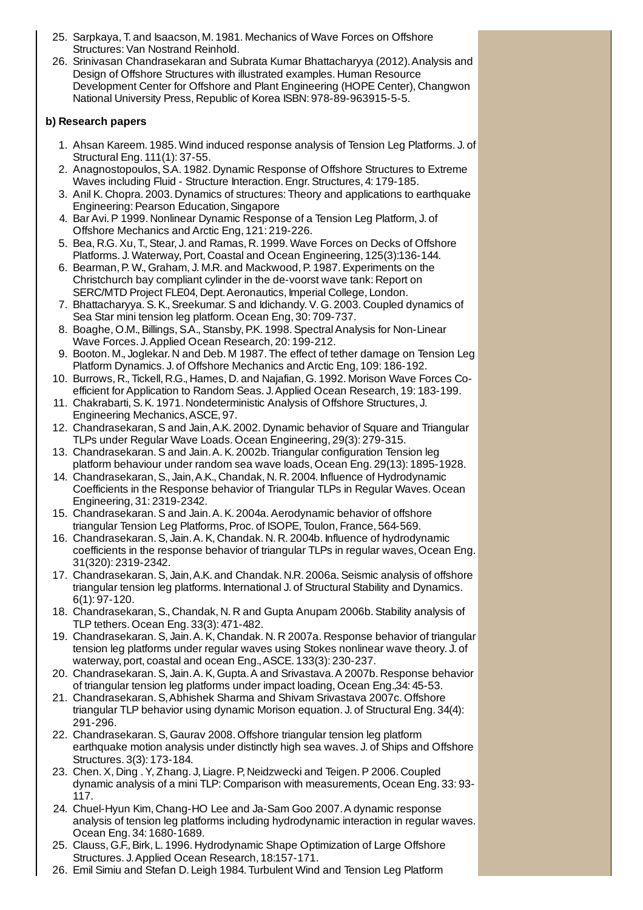25. Sarpkaya, T. and Isaacson, M. 1981. Mechanics of Wave Forces on Offshore Structures: Van Nostrand Reinhold.
26. Srinivasan Chandrasekaran and Subrata Kumar Bhattacharyya (2012). Analysis and Design of Offshore Structures with illustrated examples. Human Resource Development Center for Offshore and Plant Engineering (HOPE Center), Changwon National University Press, Republic of Korea ISBN: 978-89-963915-5-5.

**b) Research papers**

1. Ahsan Kareem. 1985. Wind induced response analysis of Tension Leg Platforms. J. of Structural Eng. 111(1): 37-55.
2. Anagnostopoulos, S.A. 1982. Dynamic Response of Offshore Structures to Extreme Waves including Fluid - Structure Interaction. Engr. Structures, 4: 179-185.
3. Anil K. Chopra. 2003. Dynamics of structures: Theory and applications to earthquake Engineering: Pearson Education, Singapore
4. Bar Avi. P 1999. Nonlinear Dynamic Response of a Tension Leg Platform, J. of Offshore Mechanics and Arctic Eng, 121: 219-226.
5. Bea, R.G. Xu, T., Stear, J. and Ramas, R. 1999. Wave Forces on Decks of Offshore Platforms. J. Waterway, Port, Coastal and Ocean Engineering, 125(3):136-144.
6. Bearman, P. W., Graham, J. M.R. and Mackwood, P. 1987. Experiments on the Christchurch bay compliant cylinder in the de-voorst wave tank: Report on SERC/MTD Project FLE04, Dept. Aeronautics, Imperial College, London.
7. Bhattacharyya. S. K., Sreekumar. S and Idichandy. V. G. 2003. Coupled dynamics of Sea Star mini tension leg platform. Ocean Eng, 30: 709-737.
8. Boaghe, O.M., Billings, S.A., Stansby, P.K. 1998. Spectral Analysis for Non-Linear Wave Forces. J. Applied Ocean Research, 20: 199-212.
9. Booton. M., Joglekar. N and Deb. M 1987. The effect of tether damage on Tension Leg Platform Dynamics. J. of Offshore Mechanics and Arctic Eng, 109: 186-192.
10. Burrows, R., Tickell, R.G., Hames, D. and Najafian, G. 1992. Morison Wave Forces Co-efficient for Application to Random Seas. J. Applied Ocean Research, 19: 183-199.
11. Chakrabarti, S. K. 1971. Nondeterministic Analysis of Offshore Structures, J. Engineering Mechanics, ASCE, 97.
12. Chandrasekaran, S and Jain, A.K. 2002. Dynamic behavior of Square and Triangular TLPs under Regular Wave Loads. Ocean Engineering, 29(3): 279-315.
13. Chandrasekaran. S and Jain. A. K. 2002b. Triangular configuration Tension leg platform behaviour under random sea wave loads, Ocean Eng. 29(13): 1895-1928.
14. Chandrasekaran, S., Jain, A.K., Chandak, N. R. 2004. Influence of Hydrodynamic Coefficients in the Response behavior of Triangular TLPs in Regular Waves. Ocean Engineering, 31: 2319-2342.
15. Chandrasekaran. S and Jain. A. K. 2004a. Aerodynamic behavior of offshore triangular Tension Leg Platforms, Proc. of ISOPE, Toulon, France, 564-569.
16. Chandrasekaran. S, Jain. A. K, Chandak. N. R. 2004b. Influence of hydrodynamic coefficients in the response behavior of triangular TLPs in regular waves, Ocean Eng. 31(320): 2319-2342.
17. Chandrasekaran. S, Jain, A.K. and Chandak. N.R. 2006a. Seismic analysis of offshore triangular tension leg platforms. International J. of Structural Stability and Dynamics. 6(1): 97-120.
18. Chandrasekaran, S., Chandak, N. R and Gupta Anupam 2006b. Stability analysis of TLP tethers. Ocean Eng. 33(3): 471-482.
19. Chandrasekaran. S, Jain. A. K, Chandak. N. R 2007a. Response behavior of triangular tension leg platforms under regular waves using Stokes nonlinear wave theory. J. of waterway, port, coastal and ocean Eng., ASCE. 133(3): 230-237.
20. Chandrasekaran. S, Jain. A. K, Gupta. A and Srivastava. A 2007b. Response behavior of triangular tension leg platforms under impact loading, Ocean Eng.,34: 45-53.
21. Chandrasekaran. S, Abhishek Sharma and Shivam Srivastava 2007c. Offshore triangular TLP behavior using dynamic Morison equation. J. of Structural Eng. 34(4): 291-296.
22. Chandrasekaran. S, Gaurav 2008. Offshore triangular tension leg platform earthquake motion analysis under distinctly high sea waves. J. of Ships and Offshore Structures. 3(3): 173-184.
23. Chen. X, Ding . Y, Zhang. J, Liagre. P, Neidzwecki and Teigen. P 2006. Coupled dynamic analysis of a mini TLP: Comparison with measurements, Ocean Eng. 33: 93-117.
24. Chuel-Hyun Kim, Chang-HO Lee and Ja-Sam Goo 2007. A dynamic response analysis of tension leg platforms including hydrodynamic interaction in regular waves. Ocean Eng. 34: 1680-1689.
25. Clauss, G.F., Birk, L. 1996. Hydrodynamic Shape Optimization of Large Offshore Structures. J. Applied Ocean Research, 18:157-171.
26. Emil Simiu and Stefan D. Leigh 1984. Turbulent Wind and Tension Leg Platform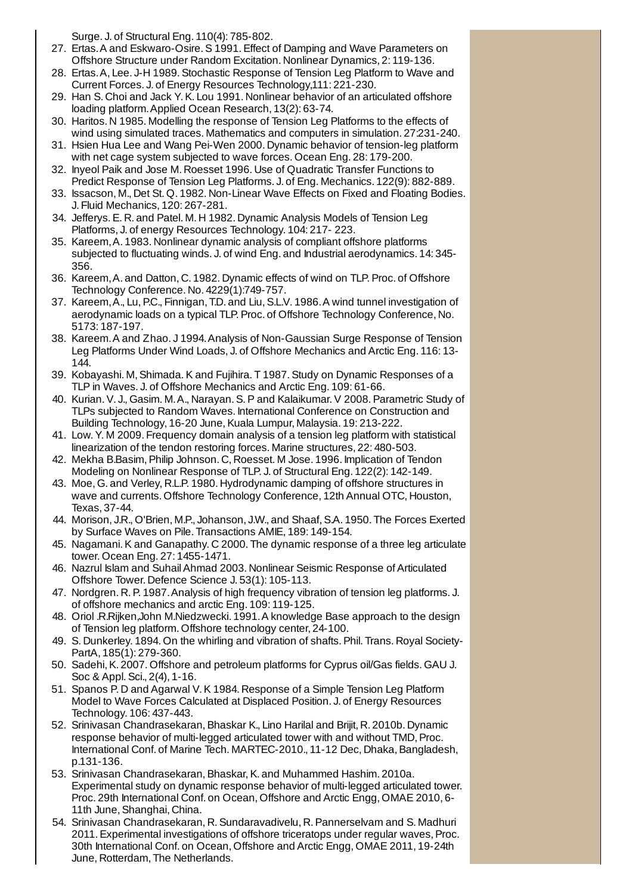Surge. J. of Structural Eng. 110(4): 785-802.

27. Ertas. A and Eskwaro-Osire. S 1991. Effect of Damping and Wave Parameters on Offshore Structure under Random Excitation. Nonlinear Dynamics, 2: 119-136.
28. Ertas. A, Lee. J-H 1989. Stochastic Response of Tension Leg Platform to Wave and Current Forces. J. of Energy Resources Technology,111: 221-230.
29. Han S. Choi and Jack Y. K. Lou 1991. Nonlinear behavior of an articulated offshore loading platform. Applied Ocean Research, 13(2): 63-74.
30. Haritos. N 1985. Modelling the response of Tension Leg Platforms to the effects of wind using simulated traces. Mathematics and computers in simulation. 27:231-240.
31. Hsien Hua Lee and Wang Pei-Wen 2000. Dynamic behavior of tension-leg platform with net cage system subjected to wave forces. Ocean Eng. 28: 179-200.
32. Inyeol Paik and Jose M. Roesset 1996. Use of Quadratic Transfer Functions to Predict Response of Tension Leg Platforms. J. of Eng. Mechanics. 122(9): 882-889.
33. Issacson, M., Det St. Q. 1982. Non-Linear Wave Effects on Fixed and Floating Bodies. J. Fluid Mechanics, 120: 267-281.
34. Jefferys. E. R. and Patel. M. H 1982. Dynamic Analysis Models of Tension Leg Platforms, J. of energy Resources Technology. 104: 217- 223.
35. Kareem, A. 1983. Nonlinear dynamic analysis of compliant offshore platforms subjected to fluctuating winds. J. of wind Eng. and Industrial aerodynamics. 14: 345-356.
36. Kareem, A. and Datton, C. 1982. Dynamic effects of wind on TLP. Proc. of Offshore Technology Conference. No. 4229(1):749-757.
37. Kareem, A., Lu, P.C., Finnigan, T.D. and Liu, S.L.V. 1986. A wind tunnel investigation of aerodynamic loads on a typical TLP. Proc. of Offshore Technology Conference, No. 5173: 187-197.
38. Kareem. A and Zhao. J 1994. Analysis of Non-Gaussian Surge Response of Tension Leg Platforms Under Wind Loads, J. of Offshore Mechanics and Arctic Eng. 116: 13-144.
39. Kobayashi. M, Shimada. K and Fujihira. T 1987. Study on Dynamic Responses of a TLP in Waves. J. of Offshore Mechanics and Arctic Eng. 109: 61-66.
40. Kurian. V. J., Gasim. M. A., Narayan. S. P and Kalaikumar. V 2008. Parametric Study of TLPs subjected to Random Waves. International Conference on Construction and Building Technology, 16-20 June, Kuala Lumpur, Malaysia. 19: 213-222.
41. Low. Y. M 2009. Frequency domain analysis of a tension leg platform with statistical linearization of the tendon restoring forces. Marine structures, 22: 480-503.
42. Mekha B.Basim, Philip Johnson. C, Roesset. M Jose. 1996. Implication of Tendon Modeling on Nonlinear Response of TLP. J. of Structural Eng. 122(2): 142-149.
43. Moe, G. and Verley, R.L.P. 1980. Hydrodynamic damping of offshore structures in wave and currents. Offshore Technology Conference, 12th Annual OTC, Houston, Texas, 37-44.
44. Morison, J.R., O'Brien, M.P., Johanson, J.W., and Shaaf, S.A. 1950. The Forces Exerted by Surface Waves on Pile. Transactions AMIE, 189: 149-154.
45. Nagamani. K and Ganapathy. C 2000. The dynamic response of a three leg articulate tower. Ocean Eng. 27: 1455-1471.
46. Nazrul Islam and Suhail Ahmad 2003. Nonlinear Seismic Response of Articulated Offshore Tower. Defence Science J. 53(1): 105-113.
47. Nordgren. R. P. 1987. Analysis of high frequency vibration of tension leg platforms. J. of offshore mechanics and arctic Eng. 109: 119-125.
48. Oriol .R.Rijken,John M.Niedzwecki. 1991. A knowledge Base approach to the design of Tension leg platform. Offshore technology center, 24-100.
49. S. Dunkerley. 1894. On the whirling and vibration of shafts. Phil. Trans. Royal Society-PartA, 185(1): 279-360.
50. Sadehi, K. 2007. Offshore and petroleum platforms for Cyprus oil/Gas fields. GAU J. Soc & Appl. Sci., 2(4), 1-16.
51. Spanos P. D and Agarwal V. K 1984. Response of a Simple Tension Leg Platform Model to Wave Forces Calculated at Displaced Position. J. of Energy Resources Technology. 106: 437-443.
52. Srinivasan Chandrasekaran, Bhaskar K., Lino Harilal and Brijit, R. 2010b. Dynamic response behavior of multi-legged articulated tower with and without TMD, Proc. International Conf. of Marine Tech. MARTEC-2010., 11-12 Dec, Dhaka, Bangladesh, p.131-136.
53. Srinivasan Chandrasekaran, Bhaskar, K. and Muhammed Hashim. 2010a. Experimental study on dynamic response behavior of multi-legged articulated tower. Proc. 29th International Conf. on Ocean, Offshore and Arctic Engg, OMAE 2010, 6-11th June, Shanghai, China.
54. Srinivasan Chandrasekaran, R. Sundaravadivelu, R. Pannerselvam and S. Madhuri 2011. Experimental investigations of offshore triceratops under regular waves, Proc. 30th International Conf. on Ocean, Offshore and Arctic Engg, OMAE 2011, 19-24th June, Rotterdam, The Netherlands.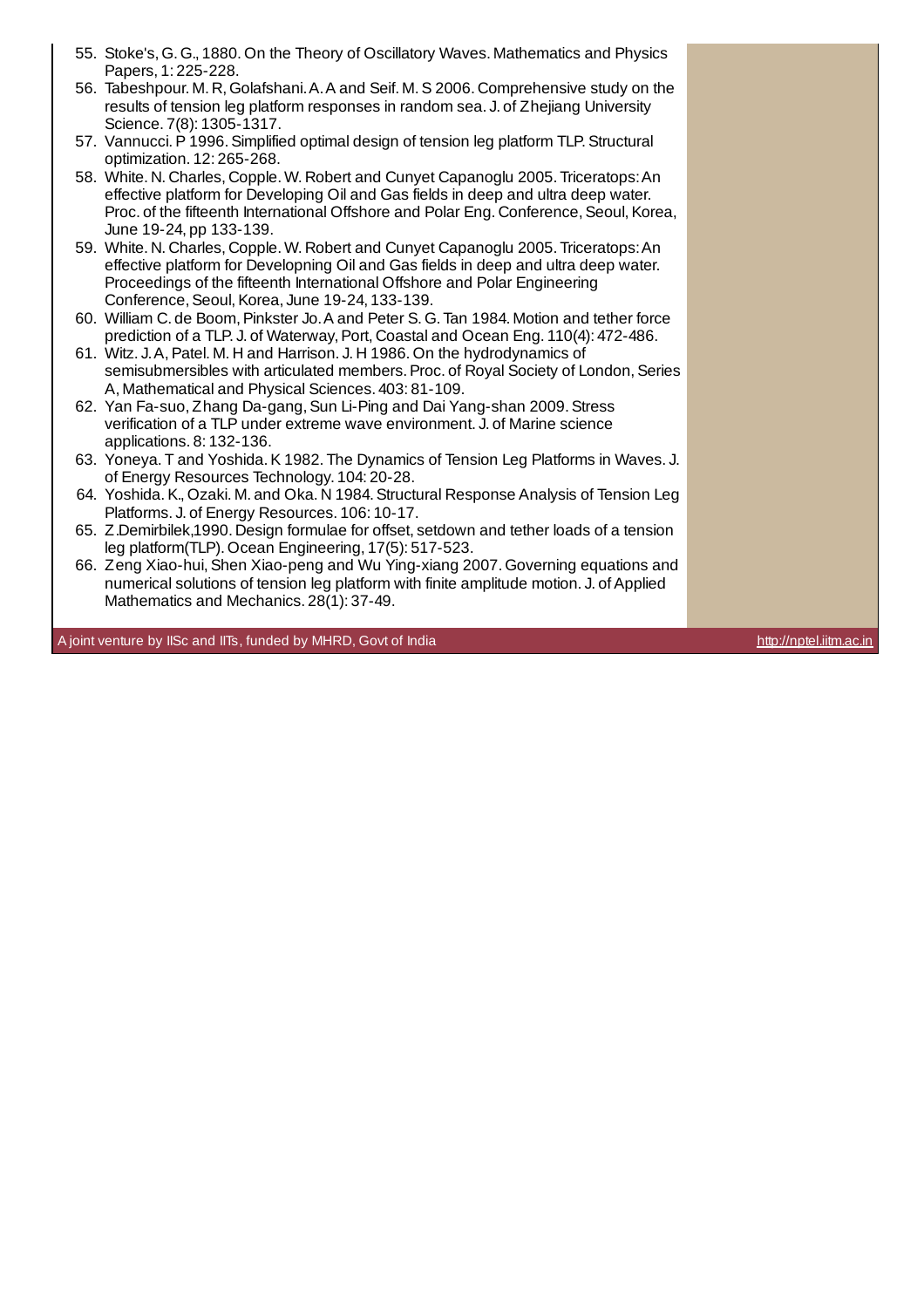55. Stoke's, G. G., 1880. On the Theory of Oscillatory Waves. Mathematics and Physics Papers, 1: 225-228.
56. Tabeshpour. M. R, Golafshani. A. A and Seif. M. S 2006. Comprehensive study on the results of tension leg platform responses in random sea. J. of Zhejiang University Science. 7(8): 1305-1317.
57. Vannucci. P 1996. Simplified optimal design of tension leg platform TLP. Structural optimization. 12: 265-268.
58. White. N. Charles, Copple. W. Robert and Cunyet Capanoglu 2005. Triceratops: An effective platform for Developing Oil and Gas fields in deep and ultra deep water. Proc. of the fifteenth International Offshore and Polar Eng. Conference, Seoul, Korea, June 19-24, pp 133-139.
59. White. N. Charles, Copple. W. Robert and Cunyet Capanoglu 2005. Triceratops: An effective platform for Developning Oil and Gas fields in deep and ultra deep water. Proceedings of the fifteenth International Offshore and Polar Engineering Conference, Seoul, Korea, June 19-24, 133-139.
60. William C. de Boom, Pinkster Jo. A and Peter S. G. Tan 1984. Motion and tether force prediction of a TLP. J. of Waterway, Port, Coastal and Ocean Eng. 110(4): 472-486.
61. Witz. J. A, Patel. M. H and Harrison. J. H 1986. On the hydrodynamics of semisubmersibles with articulated members. Proc. of Royal Society of London, Series A, Mathematical and Physical Sciences. 403: 81-109.
62. Yan Fa-suo, Zhang Da-gang, Sun Li-Ping and Dai Yang-shan 2009. Stress verification of a TLP under extreme wave environment. J. of Marine science applications. 8: 132-136.
63. Yoneya. T and Yoshida. K 1982. The Dynamics of Tension Leg Platforms in Waves. J. of Energy Resources Technology. 104: 20-28.
64. Yoshida. K., Ozaki. M. and Oka. N 1984. Structural Response Analysis of Tension Leg Platforms. J. of Energy Resources. 106: 10-17.
65. Z.Demirbilek,1990. Design formulae for offset, setdown and tether loads of a tension leg platform(TLP). Ocean Engineering, 17(5): 517-523.
66. Zeng Xiao-hui, Shen Xiao-peng and Wu Ying-xiang 2007. Governing equations and numerical solutions of tension leg platform with finite amplitude motion. J. of Applied Mathematics and Mechanics. 28(1): 37-49.